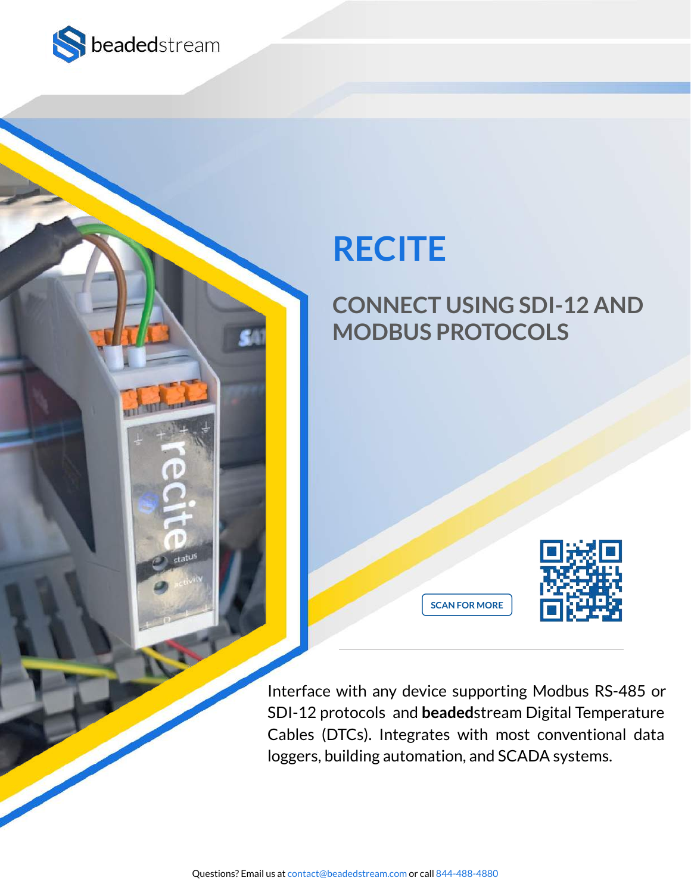beadedstream

# RECITE

## CONNECT USING SDI-12 AND MODBUS PROTOCOLS

SCAN FOR MORE

Interface with any device supporting Modbus RS-485 or SDI-12 protocols and **beaded**stream Digital Temperature Cables (DTCs). Integrates with most conventional data loggers, building automation, and SCADA systems.

Questions? Email us at contact@beadedstream.com or call 844-488-4880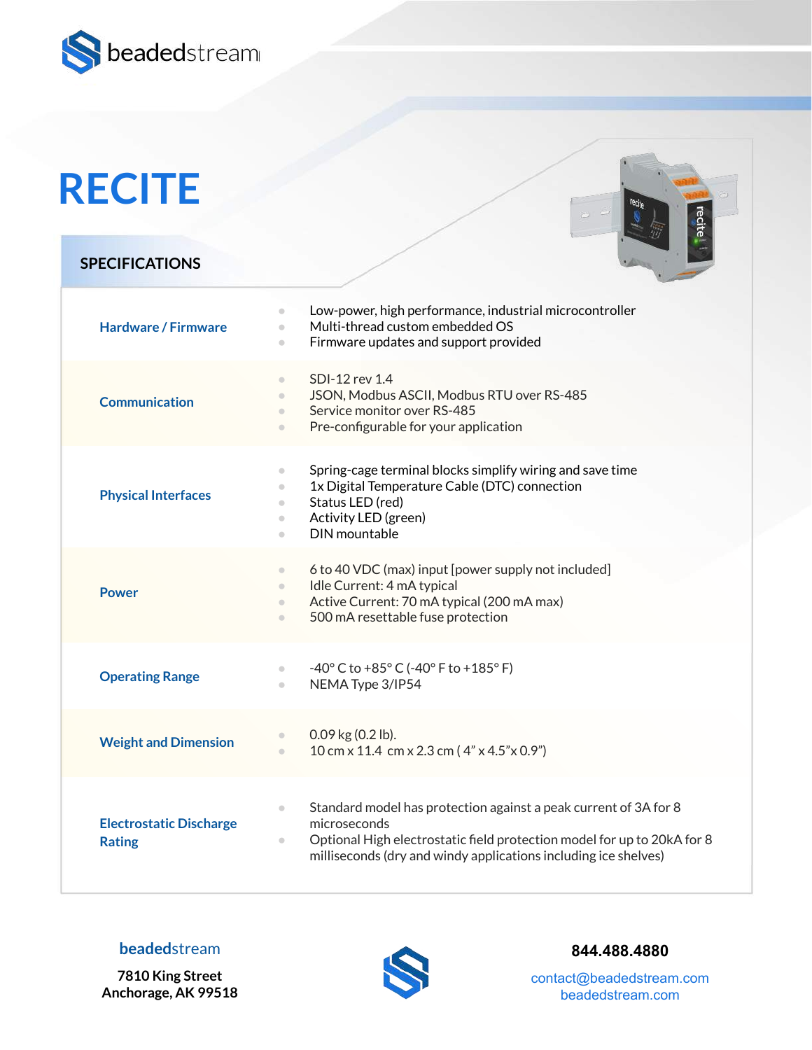beadedstream

# RECITE

## SPECIFICATIONS

| | |
|---|---|
| **Hardware / Firmware** | • Low-power, high performance, industrial microcontroller<br>• Multi-thread custom embedded OS<br>• Firmware updates and support provided |
| **Communication** | • SDI-12 rev 1.4<br>• JSON, Modbus ASCII, Modbus RTU over RS-485<br>• Service monitor over RS-485<br>• Pre-configurable for your application |
| **Physical Interfaces** | • Spring-cage terminal blocks simplify wiring and save time<br>• 1x Digital Temperature Cable (DTC) connection<br>• Status LED (red)<br>• Activity LED (green)<br>• DIN mountable |
| **Power** | • 6 to 40 VDC (max) input [power supply not included]<br>• Idle Current: 4 mA typical<br>• Active Current: 70 mA typical (200 mA max)<br>• 500 mA resettable fuse protection |
| **Operating Range** | • -40° C to +85° C (-40° F to +185° F)<br>• NEMA Type 3/IP54 |
| **Weight and Dimension** | • 0.09 kg (0.2 lb).<br>• 10 cm x 11.4 cm x 2.3 cm ( 4" x 4.5"x 0.9") |
| **Electrostatic Discharge Rating** | • Standard model has protection against a peak current of 3A for 8 microseconds<br>• Optional High electrostatic field protection model for up to 20kA for 8 milliseconds (dry and windy applications including ice shelves) |

**beadedstream**
7810 King Street
Anchorage, AK 99518

**844.488.4880**
contact@beadedstream.com
beadedstream.com